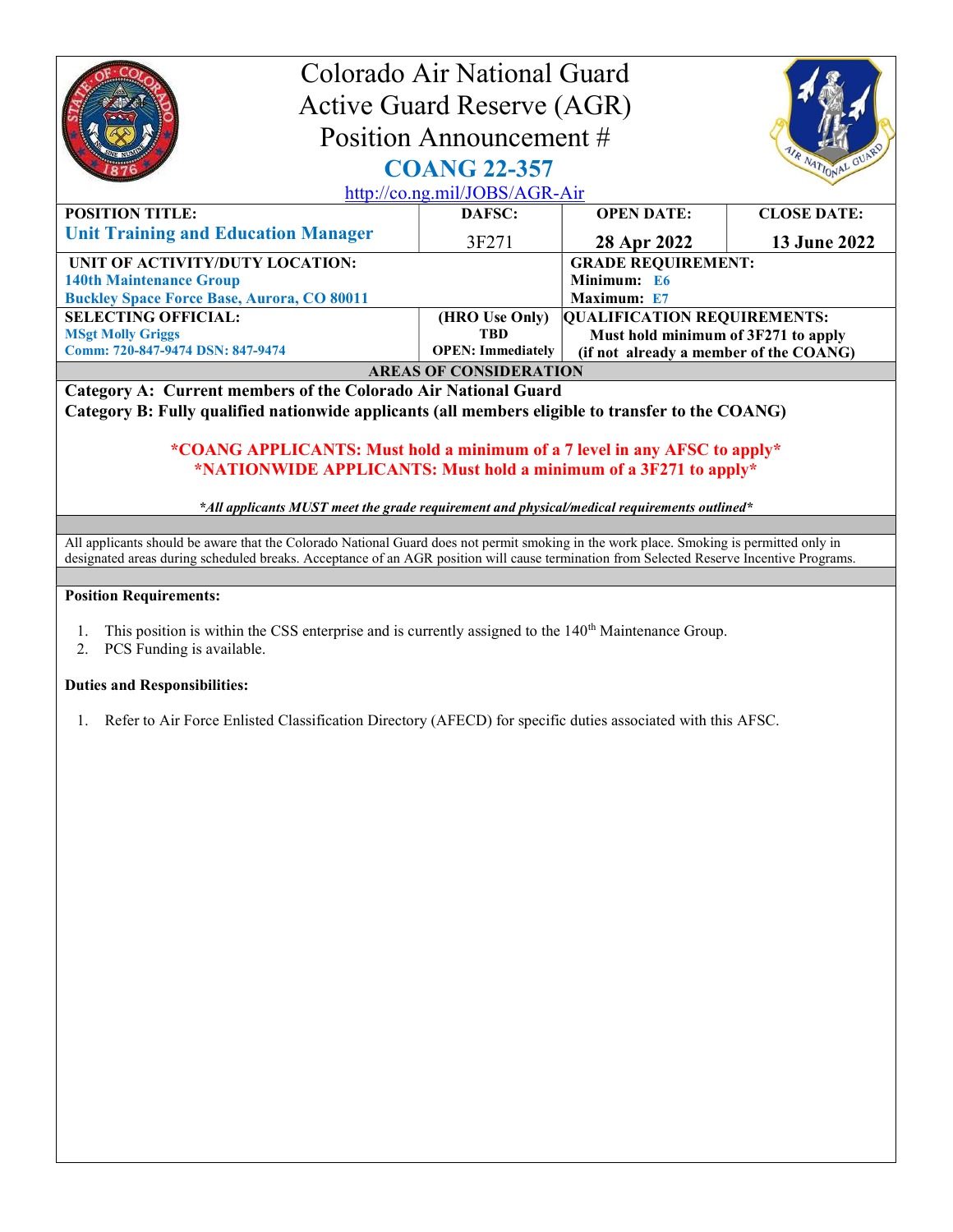# Colorado Air National Guard
# Active Guard Reserve (AGR)
# Position Announcement #
# COANG 22-357

http://co.ng.mil/JOBS/AGR-Air

| POSITION TITLE: | DAFSC: | OPEN DATE: | CLOSE DATE: |
|---|---|---|---|
| **Unit Training and Education Manager** | 3F271 | **28 Apr 2022** | **13 June 2022** |

| UNIT OF ACTIVITY/DUTY LOCATION: | GRADE REQUIREMENT: |
|---|---|
| **140th Maintenance Group**<br>**Buckley Space Force Base, Aurora, CO 80011** | **Minimum: E6**<br>**Maximum: E7** |

| SELECTING OFFICIAL: | (HRO Use Only) | QUALIFICATION REQUIREMENTS: |
|---|---|---|
| **MSgt Molly Griggs**<br>**Comm: 720-847-9474 DSN: 847-9474** | **TBD**<br>**OPEN: Immediately** | **Must hold minimum of 3F271 to apply (if not already a member of the COANG)** |

**AREAS OF CONSIDERATION**

**Category A: Current members of the Colorado Air National Guard**
**Category B: Fully qualified nationwide applicants (all members eligible to transfer to the COANG)**

**\*COANG APPLICANTS: Must hold a minimum of a 7 level in any AFSC to apply\***
**\*NATIONWIDE APPLICANTS: Must hold a minimum of a 3F271 to apply\***

***All applicants MUST meet the grade requirement and physical/medical requirements outlined***

All applicants should be aware that the Colorado National Guard does not permit smoking in the work place. Smoking is permitted only in designated areas during scheduled breaks. Acceptance of an AGR position will cause termination from Selected Reserve Incentive Programs.

**Position Requirements:**

1. This position is within the CSS enterprise and is currently assigned to the 140th Maintenance Group.
2. PCS Funding is available.

**Duties and Responsibilities:**

1. Refer to Air Force Enlisted Classification Directory (AFECD) for specific duties associated with this AFSC.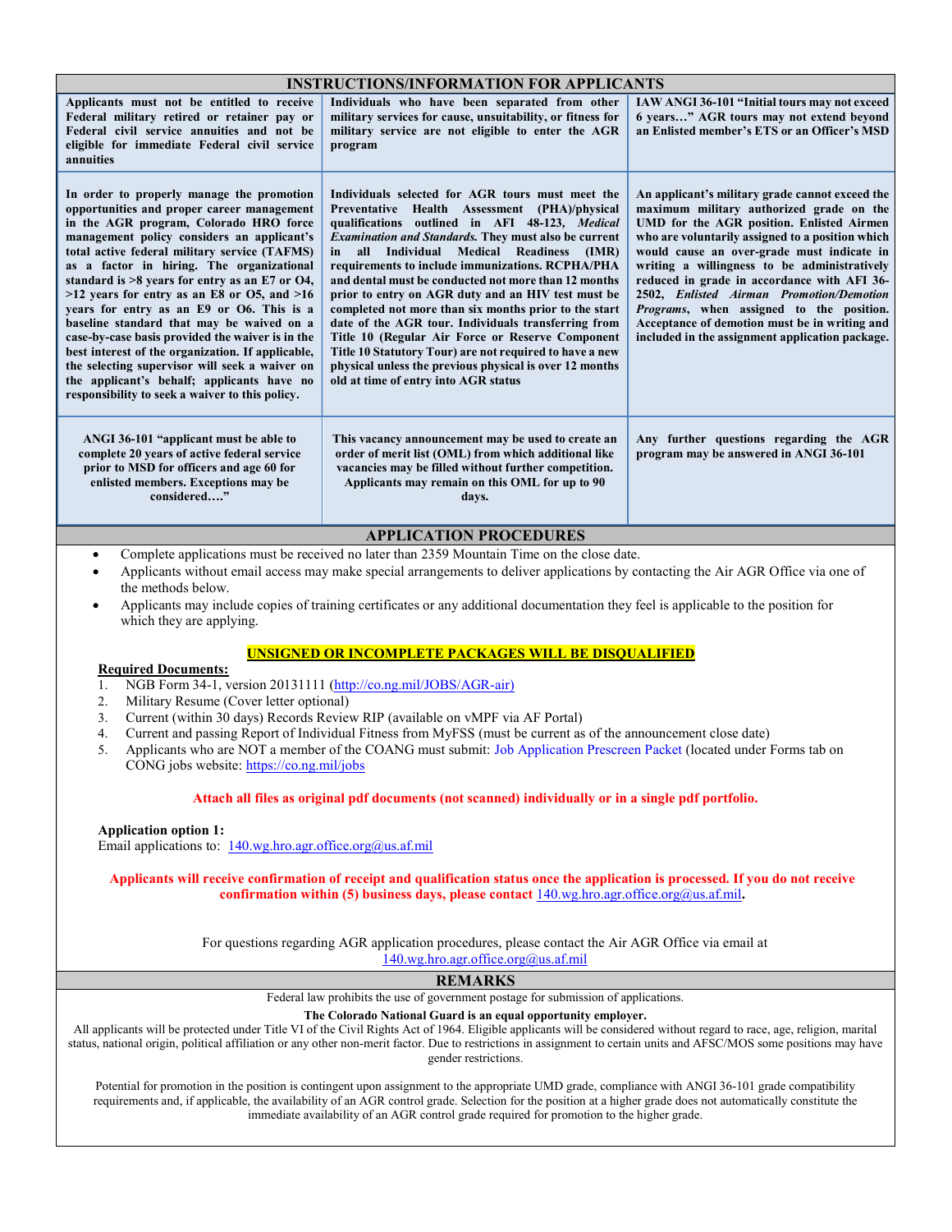## INSTRUCTIONS/INFORMATION FOR APPLICANTS

| | | |
|---|---|---|
| **Applicants must not be entitled to receive Federal military retired or retainer pay or Federal civil service annuities and not be eligible for immediate Federal civil service annuities** | **Individuals who have been separated from other military services for cause, unsuitability, or fitness for military service are not eligible to enter the AGR program** | **IAW ANGI 36-101 "Initial tours may not exceed 6 years…" AGR tours may not extend beyond an Enlisted member's ETS or an Officer's MSD** |
| **In order to properly manage the promotion opportunities and proper career management in the AGR program, Colorado HRO force management policy considers an applicant's total active federal military service (TAFMS) as a factor in hiring. The organizational standard is >8 years for entry as an E7 or O4, >12 years for entry as an E8 or O5, and >16 years for entry as an E9 or O6. This is a baseline standard that may be waived on a case-by-case basis provided the waiver is in the best interest of the organization. If applicable, the selecting supervisor will seek a waiver on the applicant's behalf; applicants have no responsibility to seek a waiver to this policy.** | **Individuals selected for AGR tours must meet the Preventative Health Assessment (PHA)/physical qualifications outlined in AFI 48-123, *Medical Examination and Standards.* They must also be current in all Individual Medical Readiness (IMR) requirements to include immunizations. RCPHA/PHA and dental must be conducted not more than 12 months prior to entry on AGR duty and an HIV test must be completed not more than six months prior to the start date of the AGR tour. Individuals transferring from Title 10 (Regular Air Force or Reserve Component Title 10 Statutory Tour) are not required to have a new physical unless the previous physical is over 12 months old at time of entry into AGR status** | **An applicant's military grade cannot exceed the maximum military authorized grade on the UMD for the AGR position. Enlisted Airmen who are voluntarily assigned to a position which would cause an over-grade must indicate in writing a willingness to be administratively reduced in grade in accordance with AFI 36-2502, *Enlisted Airman Promotion/Demotion Programs*, when assigned to the position. Acceptance of demotion must be in writing and included in the assignment application package.** |
| **ANGI 36-101 "applicant must be able to complete 20 years of active federal service prior to MSD for officers and age 60 for enlisted members. Exceptions may be considered…."** | **This vacancy announcement may be used to create an order of merit list (OML) from which additional like vacancies may be filled without further competition. Applicants may remain on this OML for up to 90 days.** | **Any further questions regarding the AGR program may be answered in ANGI 36-101** |

## APPLICATION PROCEDURES

- Complete applications must be received no later than 2359 Mountain Time on the close date.
- Applicants without email access may make special arrangements to deliver applications by contacting the Air AGR Office via one of the methods below.
- Applicants may include copies of training certificates or any additional documentation they feel is applicable to the position for which they are applying.

**UNSIGNED OR INCOMPLETE PACKAGES WILL BE DISQUALIFIED**

**Required Documents:**

1. NGB Form 34-1, version 20131111 (http://co.ng.mil/JOBS/AGR-air)
2. Military Resume (Cover letter optional)
3. Current (within 30 days) Records Review RIP (available on vMPF via AF Portal)
4. Current and passing Report of Individual Fitness from MyFSS (must be current as of the announcement close date)
5. Applicants who are NOT a member of the COANG must submit: Job Application Prescreen Packet (located under Forms tab on CONG jobs website: https://co.ng.mil/jobs

**Attach all files as original pdf documents (not scanned) individually or in a single pdf portfolio.**

**Application option 1:**
Email applications to: 140.wg.hro.agr.office.org@us.af.mil

**Applicants will receive confirmation of receipt and qualification status once the application is processed. If you do not receive confirmation within (5) business days, please contact 140.wg.hro.agr.office.org@us.af.mil.**

For questions regarding AGR application procedures, please contact the Air AGR Office via email at 140.wg.hro.agr.office.org@us.af.mil

## REMARKS

Federal law prohibits the use of government postage for submission of applications.

**The Colorado National Guard is an equal opportunity employer.**

All applicants will be protected under Title VI of the Civil Rights Act of 1964. Eligible applicants will be considered without regard to race, age, religion, marital status, national origin, political affiliation or any other non-merit factor. Due to restrictions in assignment to certain units and AFSC/MOS some positions may have gender restrictions.

Potential for promotion in the position is contingent upon assignment to the appropriate UMD grade, compliance with ANGI 36-101 grade compatibility requirements and, if applicable, the availability of an AGR control grade. Selection for the position at a higher grade does not automatically constitute the immediate availability of an AGR control grade required for promotion to the higher grade.